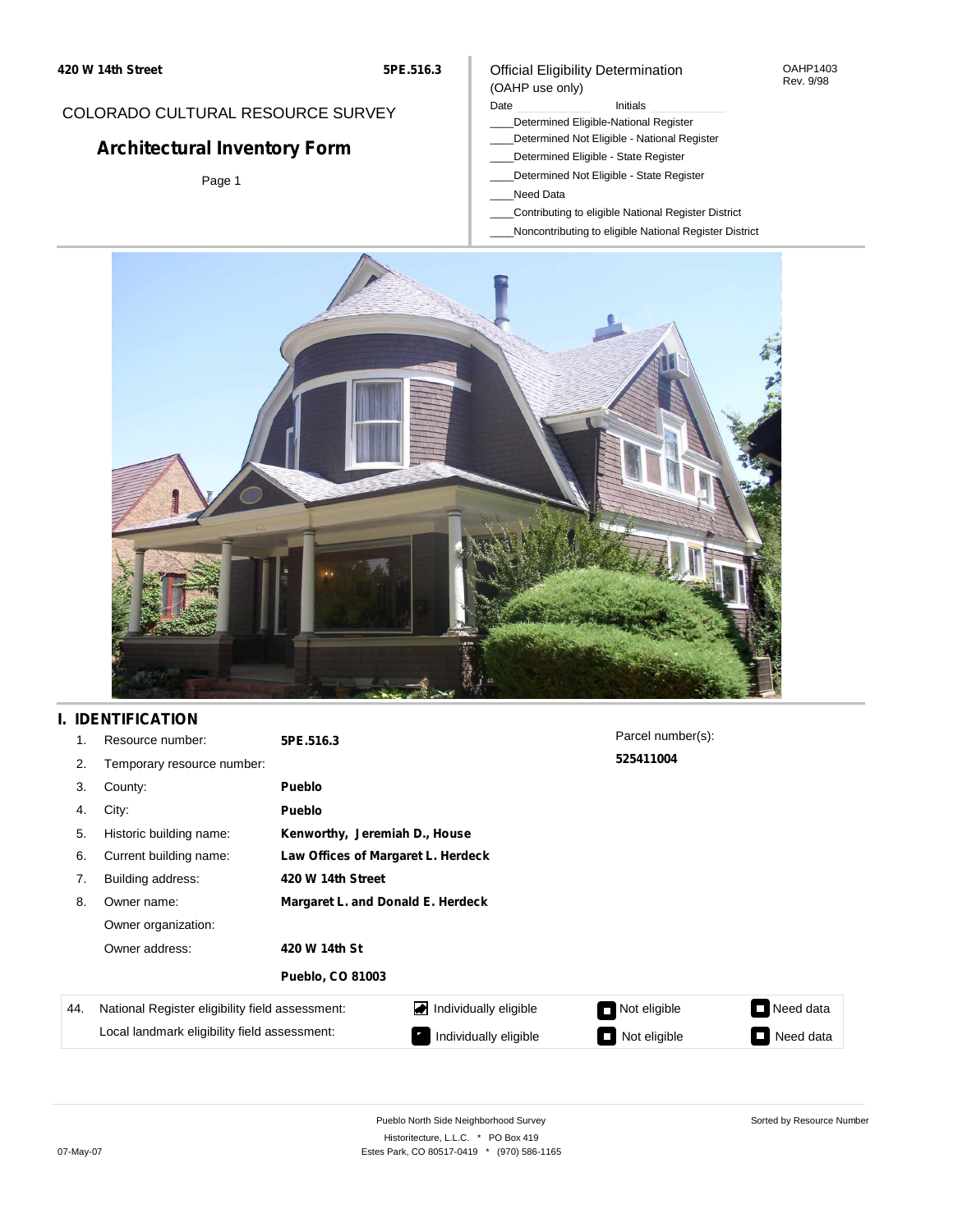420 W 14th Street **5PE.516.3**

COLORADO CULTURAL RESOURCE SURVEY

# Architectural Inventory Form

Page 1

Official Eligibility Determination
(OAHP use only)

OAHP1403
Rev. 9/98

Date ____________ Initials ____________

____Determined Eligible-National Register
____Determined Not Eligible - National Register
____Determined Eligible - State Register
____Determined Not Eligible - State Register
____Need Data
____Contributing to eligible National Register District
____Noncontributing to eligible National Register District

## I. IDENTIFICATION

1. Resource number: **5PE.516.3**
2. Temporary resource number:
3. County: **Pueblo**
4. City: **Pueblo**
5. Historic building name: **Kenworthy, Jeremiah D., House**
6. Current building name: **Law Offices of Margaret L. Herdeck**
7. Building address: **420 W 14th Street**
8. Owner name: **Margaret L. and Donald E. Herdeck**

   Owner organization:

   Owner address: **420 W 14th St**

   **Pueblo, CO 81003**

Parcel number(s):
**525411004**

| 44. | National Register eligibility field assessment: | ☑ Individually eligible | ☐ Not eligible | ☐ Need data |
|---|---|---|---|---|
| | Local landmark eligibility field assessment: | ☐ Individually eligible | ☐ Not eligible | ☐ Need data |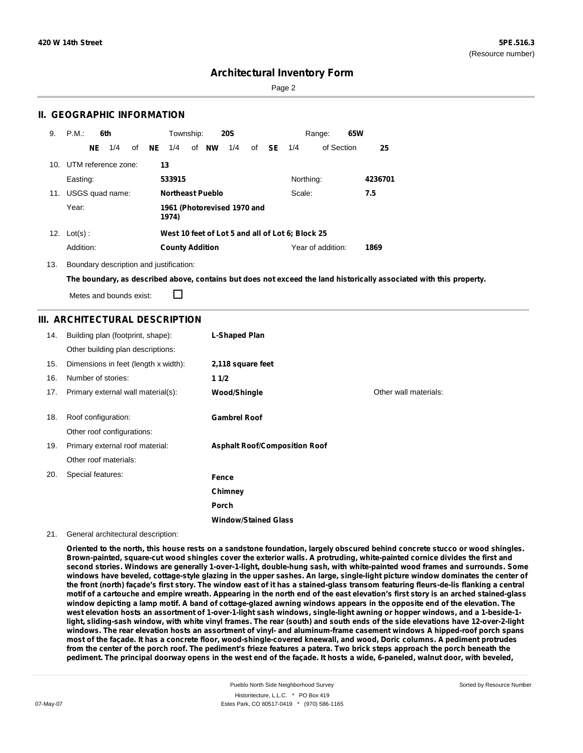# Architectural Inventory Form

## II. GEOGRAPHIC INFORMATION

9. P.M.: **6th** Township: **20S** Range: **65W**

**NE** 1/4 of **NE** 1/4 of **NW** 1/4 of **SE** 1/4 of Section **25**

10. UTM reference zone: **13**

Easting: **533915** Northing: **4236701**

11. USGS quad name: **Northeast Pueblo** Scale: **7.5**

Year: **1961 (Photorevised 1970 and 1974)**

12. Lot(s) : **West 10 feet of Lot 5 and all of Lot 6; Block 25**

Addition: **County Addition** Year of addition: **1869**

13. Boundary description and justification:

**The boundary, as described above, contains but does not exceed the land historically associated with this property.**

Metes and bounds exist: ☐

## III. ARCHITECTURAL DESCRIPTION

14. Building plan (footprint, shape): **L-Shaped Plan**

Other building plan descriptions:

15. Dimensions in feet (length x width): **2,118 square feet**

16. Number of stories: **1 1/2**

17. Primary external wall material(s): **Wood/Shingle** Other wall materials:

18. Roof configuration: **Gambrel Roof**

Other roof configurations:

19. Primary external roof material: **Asphalt Roof/Composition Roof**

Other roof materials:

20. Special features: **Fence**, **Chimney**, **Porch**, **Window/Stained Glass**

21. General architectural description:

**Oriented to the north, this house rests on a sandstone foundation, largely obscured behind concrete stucco or wood shingles. Brown-painted, square-cut wood shingles cover the exterior walls. A protruding, white-painted cornice divides the first and second stories. Windows are generally 1-over-1-light, double-hung sash, with white-painted wood frames and surrounds. Some windows have beveled, cottage-style glazing in the upper sashes. An large, single-light picture window dominates the center of the front (north) façade's first story. The window east of it has a stained-glass transom featuring fleurs-de-lis flanking a central motif of a cartouche and empire wreath. Appearing in the north end of the east elevation's first story is an arched stained-glass window depicting a lamp motif. A band of cottage-glazed awning windows appears in the opposite end of the elevation. The west elevation hosts an assortment of 1-over-1-light sash windows, single-light awning or hopper windows, and a 1-beside-1-light, sliding-sash window, with white vinyl frames. The rear (south) and south ends of the side elevations have 12-over-2-light windows. The rear elevation hosts an assortment of vinyl- and aluminum-frame casement windows A hipped-roof porch spans most of the façade. It has a concrete floor, wood-shingle-covered kneewall, and wood, Doric columns. A pediment protrudes from the center of the porch roof. The pediment's frieze features a patera. Two brick steps approach the porch beneath the pediment. The principal doorway opens in the west end of the façade. It hosts a wide, 6-paneled, walnut door, with beveled,**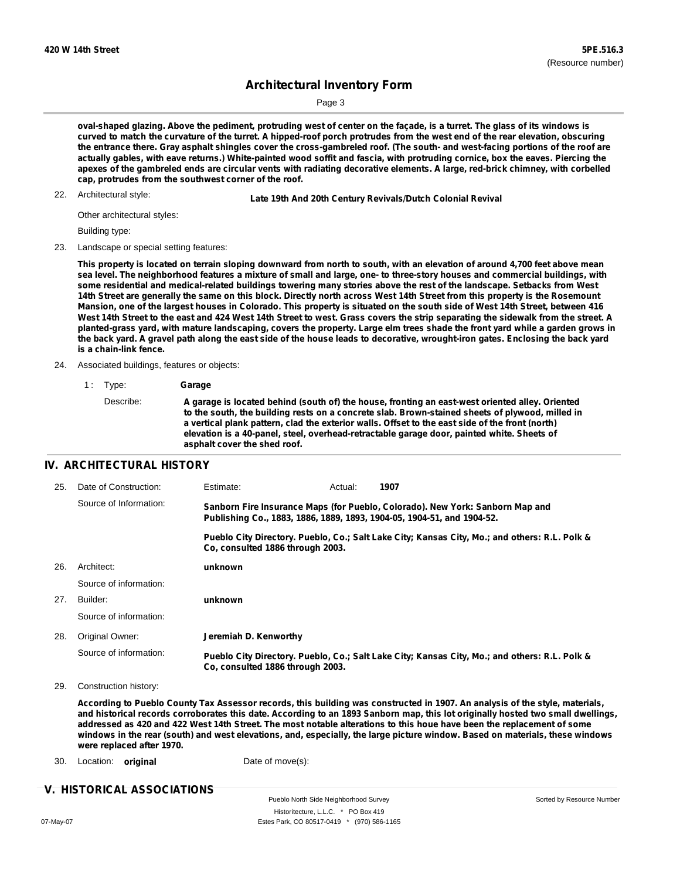**oval-shaped glazing. Above the pediment, protruding west of center on the façade, is a turret. The glass of its windows is curved to match the curvature of the turret. A hipped-roof porch protrudes from the west end of the rear elevation, obscuring the entrance there. Gray asphalt shingles cover the cross-gambreled roof. (The south- and west-facing portions of the roof are actually gables, with eave returns.) White-painted wood soffit and fascia, with protruding cornice, box the eaves. Piercing the apexes of the gambreled ends are circular vents with radiating decorative elements. A large, red-brick chimney, with corbelled cap, protrudes from the southwest corner of the roof.**

22. Architectural style: **Late 19th And 20th Century Revivals/Dutch Colonial Revival**

Other architectural styles:

Building type:

23. Landscape or special setting features:

**This property is located on terrain sloping downward from north to south, with an elevation of around 4,700 feet above mean sea level. The neighborhood features a mixture of small and large, one- to three-story houses and commercial buildings, with some residential and medical-related buildings towering many stories above the rest of the landscape. Setbacks from West 14th Street are generally the same on this block. Directly north across West 14th Street from this property is the Rosemount Mansion, one of the largest houses in Colorado. This property is situated on the south side of West 14th Street, between 416 West 14th Street to the east and 424 West 14th Street to west. Grass covers the strip separating the sidewalk from the street. A planted-grass yard, with mature landscaping, covers the property. Large elm trees shade the front yard while a garden grows in the back yard. A gravel path along the east side of the house leads to decorative, wrought-iron gates. Enclosing the back yard is a chain-link fence.**

24. Associated buildings, features or objects:

1 : Type: **Garage**

Describe: **A garage is located behind (south of) the house, fronting an east-west oriented alley. Oriented to the south, the building rests on a concrete slab. Brown-stained sheets of plywood, milled in a vertical plank pattern, clad the exterior walls. Offset to the east side of the front (north) elevation is a 40-panel, steel, overhead-retractable garage door, painted white. Sheets of asphalt cover the shed roof.**

## IV. ARCHITECTURAL HISTORY

25. Date of Construction: Estimate: Actual: **1907**

Source of Information: **Sanborn Fire Insurance Maps (for Pueblo, Colorado). New York: Sanborn Map and Publishing Co., 1883, 1886, 1889, 1893, 1904-05, 1904-51, and 1904-52.**

**Pueblo City Directory. Pueblo, Co.; Salt Lake City; Kansas City, Mo.; and others: R.L. Polk & Co, consulted 1886 through 2003.**

26. Architect: **unknown**

Source of information:

27. Builder: **unknown**

Source of information:

28. Original Owner: **Jeremiah D. Kenworthy**

Source of information: **Pueblo City Directory. Pueblo, Co.; Salt Lake City; Kansas City, Mo.; and others: R.L. Polk & Co, consulted 1886 through 2003.**

29. Construction history:

**According to Pueblo County Tax Assessor records, this building was constructed in 1907. An analysis of the style, materials, and historical records corroborates this date. According to an 1893 Sanborn map, this lot originally hosted two small dwellings, addressed as 420 and 422 West 14th Street. The most notable alterations to this houe have been the replacement of some windows in the rear (south) and west elevations, and, especially, the large picture window. Based on materials, these windows were replaced after 1970.**

30. Location: **original** Date of move(s):

## V. HISTORICAL ASSOCIATIONS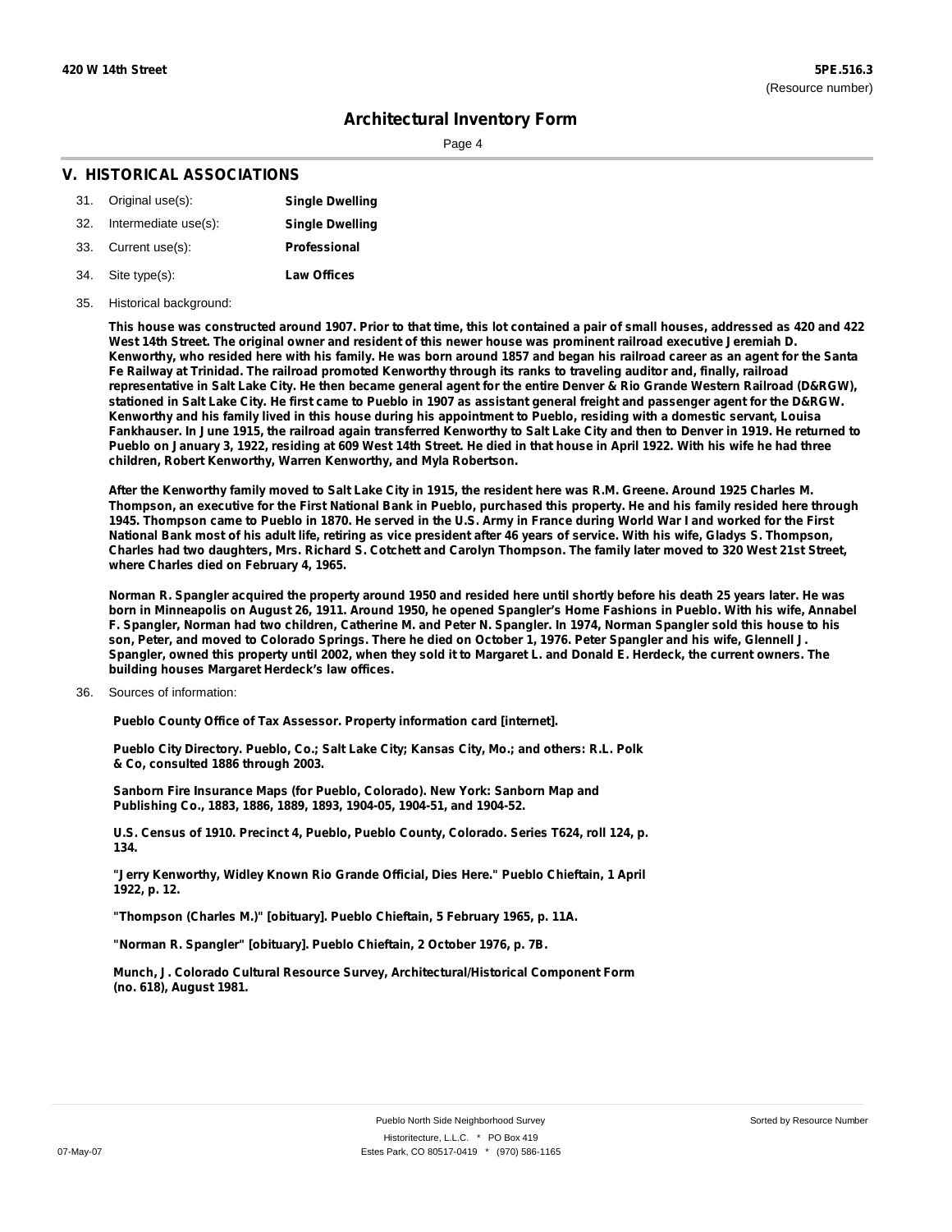## V. HISTORICAL ASSOCIATIONS

31. Original use(s): **Single Dwelling**
32. Intermediate use(s): **Single Dwelling**
33. Current use(s): **Professional**
34. Site type(s): **Law Offices**
35. Historical background:

**This house was constructed around 1907. Prior to that time, this lot contained a pair of small houses, addressed as 420 and 422 West 14th Street. The original owner and resident of this newer house was prominent railroad executive Jeremiah D. Kenworthy, who resided here with his family. He was born around 1857 and began his railroad career as an agent for the Santa Fe Railway at Trinidad. The railroad promoted Kenworthy through its ranks to traveling auditor and, finally, railroad representative in Salt Lake City. He then became general agent for the entire Denver & Rio Grande Western Railroad (D&RGW), stationed in Salt Lake City. He first came to Pueblo in 1907 as assistant general freight and passenger agent for the D&RGW. Kenworthy and his family lived in this house during his appointment to Pueblo, residing with a domestic servant, Louisa Fankhauser. In June 1915, the railroad again transferred Kenworthy to Salt Lake City and then to Denver in 1919. He returned to Pueblo on January 3, 1922, residing at 609 West 14th Street. He died in that house in April 1922. With his wife he had three children, Robert Kenworthy, Warren Kenworthy, and Myla Robertson.**

**After the Kenworthy family moved to Salt Lake City in 1915, the resident here was R.M. Greene. Around 1925 Charles M. Thompson, an executive for the First National Bank in Pueblo, purchased this property. He and his family resided here through 1945. Thompson came to Pueblo in 1870. He served in the U.S. Army in France during World War I and worked for the First National Bank most of his adult life, retiring as vice president after 46 years of service. With his wife, Gladys S. Thompson, Charles had two daughters, Mrs. Richard S. Cotchett and Carolyn Thompson. The family later moved to 320 West 21st Street, where Charles died on February 4, 1965.**

**Norman R. Spangler acquired the property around 1950 and resided here until shortly before his death 25 years later. He was born in Minneapolis on August 26, 1911. Around 1950, he opened Spangler's Home Fashions in Pueblo. With his wife, Annabel F. Spangler, Norman had two children, Catherine M. and Peter N. Spangler. In 1974, Norman Spangler sold this house to his son, Peter, and moved to Colorado Springs. There he died on October 1, 1976. Peter Spangler and his wife, Glennell J. Spangler, owned this property until 2002, when they sold it to Margaret L. and Donald E. Herdeck, the current owners. The building houses Margaret Herdeck's law offices.**

36. Sources of information:

**Pueblo County Office of Tax Assessor. Property information card [internet].**

**Pueblo City Directory. Pueblo, Co.; Salt Lake City; Kansas City, Mo.; and others: R.L. Polk & Co, consulted 1886 through 2003.**

**Sanborn Fire Insurance Maps (for Pueblo, Colorado). New York: Sanborn Map and Publishing Co., 1883, 1886, 1889, 1893, 1904-05, 1904-51, and 1904-52.**

**U.S. Census of 1910. Precinct 4, Pueblo, Pueblo County, Colorado. Series T624, roll 124, p. 134.**

**"Jerry Kenworthy, Widley Known Rio Grande Official, Dies Here." Pueblo Chieftain, 1 April 1922, p. 12.**

**"Thompson (Charles M.)" [obituary]. Pueblo Chieftain, 5 February 1965, p. 11A.**

**"Norman R. Spangler" [obituary]. Pueblo Chieftain, 2 October 1976, p. 7B.**

**Munch, J. Colorado Cultural Resource Survey, Architectural/Historical Component Form (no. 618), August 1981.**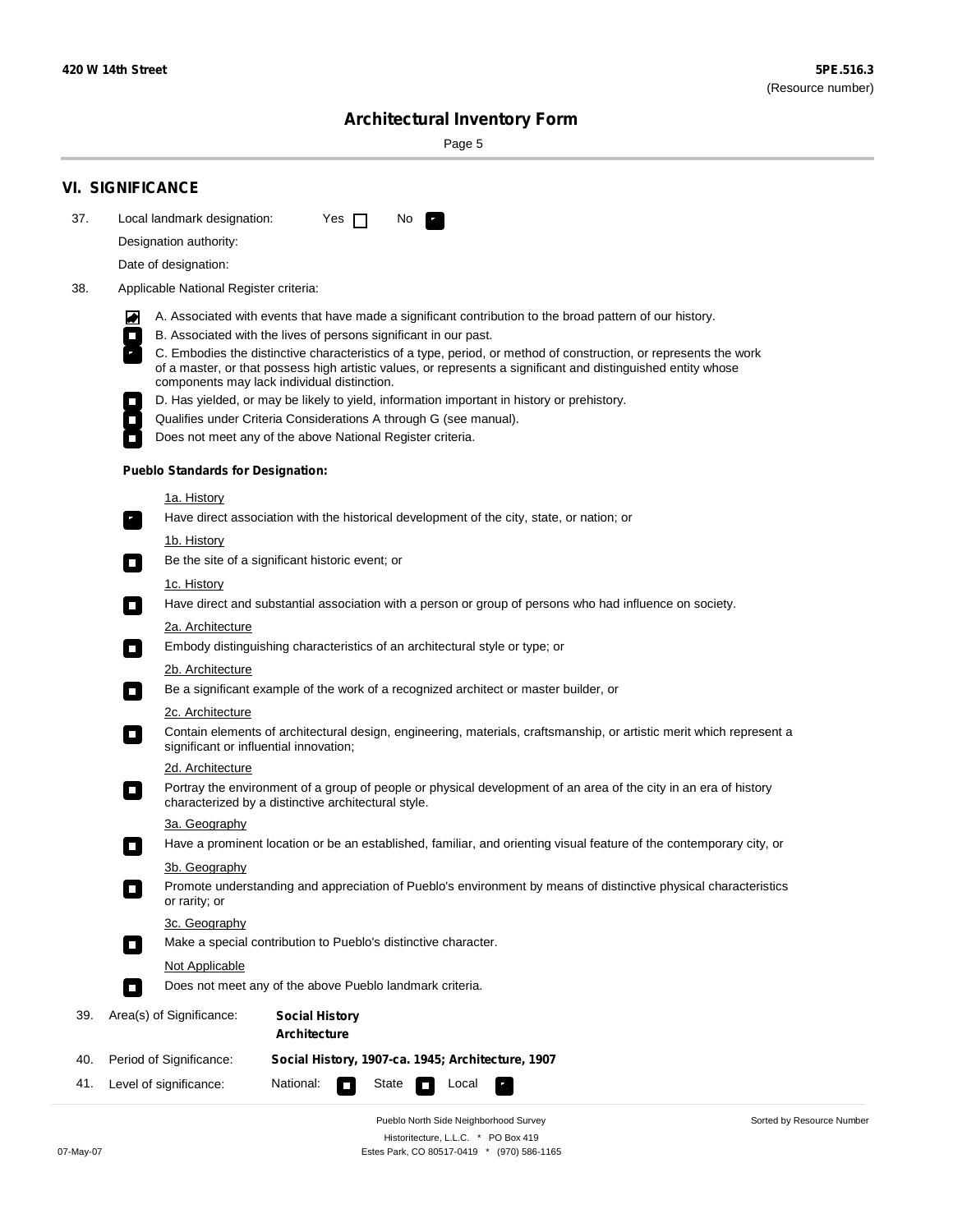## VI. SIGNIFICANCE

37. Local landmark designation: Yes ☐ No ☑

Designation authority:

Date of designation:

38. Applicable National Register criteria:

- ☑ A. Associated with events that have made a significant contribution to the broad pattern of our history.
- ☐ B. Associated with the lives of persons significant in our past.
- ☑ C. Embodies the distinctive characteristics of a type, period, or method of construction, or represents the work of a master, or that possess high artistic values, or represents a significant and distinguished entity whose components may lack individual distinction.
- ☐ D. Has yielded, or may be likely to yield, information important in history or prehistory.
- ☐ Qualifies under Criteria Considerations A through G (see manual).
- ☐ Does not meet any of the above National Register criteria.

**Pueblo Standards for Designation:**

1a. History
- ☑ Have direct association with the historical development of the city, state, or nation; or

1b. History
- ☐ Be the site of a significant historic event; or

1c. History
- ☐ Have direct and substantial association with a person or group of persons who had influence on society.

2a. Architecture
- ☐ Embody distinguishing characteristics of an architectural style or type; or

2b. Architecture
- ☐ Be a significant example of the work of a recognized architect or master builder, or

2c. Architecture
- ☐ Contain elements of architectural design, engineering, materials, craftsmanship, or artistic merit which represent a significant or influential innovation;

2d. Architecture
- ☐ Portray the environment of a group of people or physical development of an area of the city in an era of history characterized by a distinctive architectural style.

3a. Geography
- ☐ Have a prominent location or be an established, familiar, and orienting visual feature of the contemporary city, or

3b. Geography
- ☐ Promote understanding and appreciation of Pueblo's environment by means of distinctive physical characteristics or rarity; or

3c. Geography
- ☐ Make a special contribution to Pueblo's distinctive character.

Not Applicable
- ☐ Does not meet any of the above Pueblo landmark criteria.

39. Area(s) of Significance: **Social History**
**Architecture**

40. Period of Significance: **Social History, 1907-ca. 1945; Architecture, 1907**

41. Level of significance: National: ☐ State ☐ Local ☑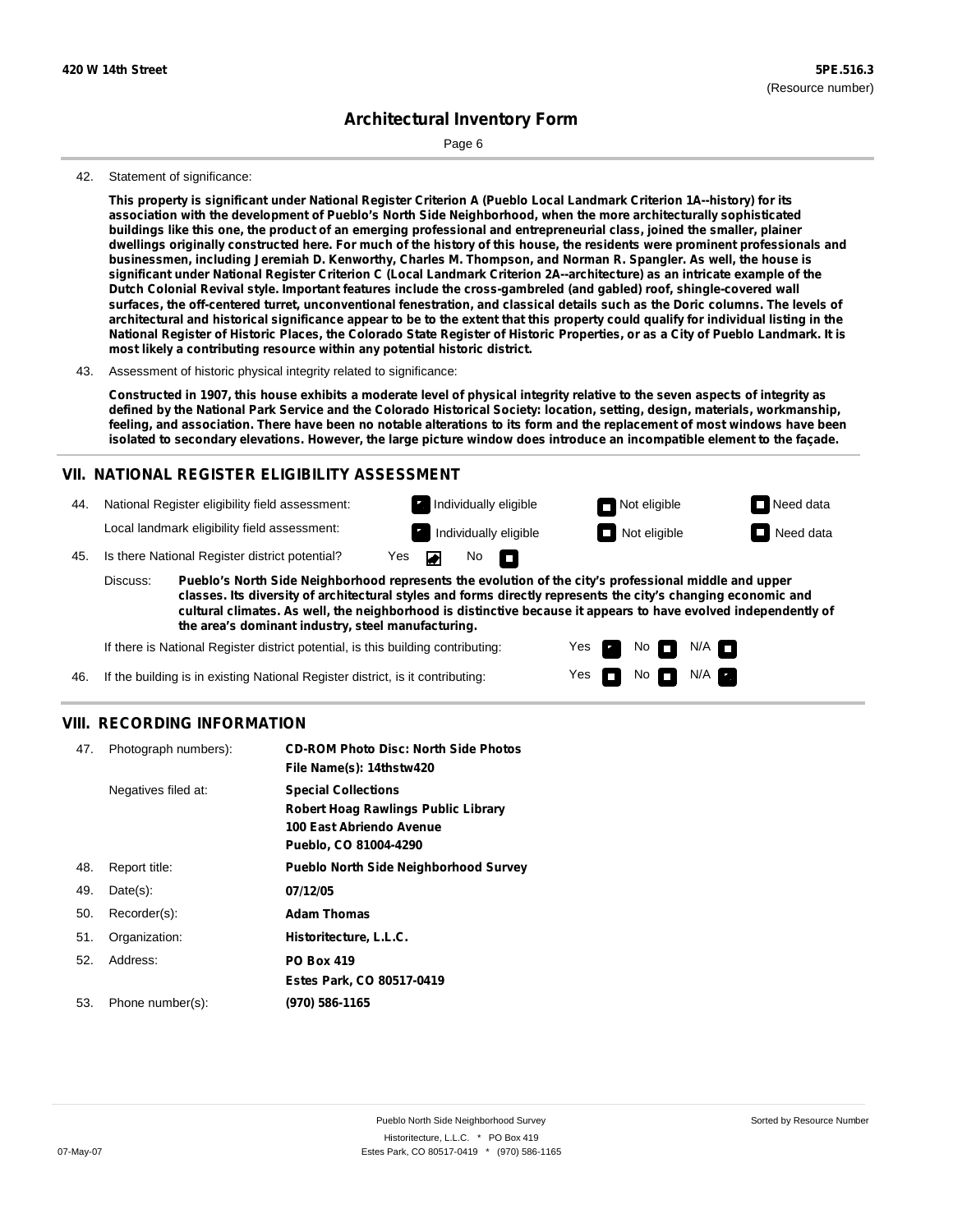**420 W 14th Street** **5PE.516.3**
(Resource number)

# Architectural Inventory Form

42. Statement of significance:

**This property is significant under National Register Criterion A (Pueblo Local Landmark Criterion 1A--history) for its association with the development of Pueblo's North Side Neighborhood, when the more architecturally sophisticated buildings like this one, the product of an emerging professional and entrepreneurial class, joined the smaller, plainer dwellings originally constructed here. For much of the history of this house, the residents were prominent professionals and businessmen, including Jeremiah D. Kenworthy, Charles M. Thompson, and Norman R. Spangler. As well, the house is significant under National Register Criterion C (Local Landmark Criterion 2A--architecture) as an intricate example of the Dutch Colonial Revival style. Important features include the cross-gambreled (and gabled) roof, shingle-covered wall surfaces, the off-centered turret, unconventional fenestration, and classical details such as the Doric columns. The levels of architectural and historical significance appear to be to the extent that this property could qualify for individual listing in the National Register of Historic Places, the Colorado State Register of Historic Properties, or as a City of Pueblo Landmark. It is most likely a contributing resource within any potential historic district.**

43. Assessment of historic physical integrity related to significance:

**Constructed in 1907, this house exhibits a moderate level of physical integrity relative to the seven aspects of integrity as defined by the National Park Service and the Colorado Historical Society: location, setting, design, materials, workmanship, feeling, and association. There have been no notable alterations to its form and the replacement of most windows have been isolated to secondary elevations. However, the large picture window does introduce an incompatible element to the façade.**

## VII. NATIONAL REGISTER ELIGIBILITY ASSESSMENT

44. National Register eligibility field assessment: [x] Individually eligible [ ] Not eligible [ ] Need data

Local landmark eligibility field assessment: [x] Individually eligible [ ] Not eligible [ ] Need data

45. Is there National Register district potential? Yes [x] No [ ]

Discuss: **Pueblo's North Side Neighborhood represents the evolution of the city's professional middle and upper classes. Its diversity of architectural styles and forms directly represents the city's changing economic and cultural climates. As well, the neighborhood is distinctive because it appears to have evolved independently of the area's dominant industry, steel manufacturing.**

If there is National Register district potential, is this building contributing: Yes [x] No [ ] N/A [ ]

46. If the building is in existing National Register district, is it contributing: Yes [ ] No [ ] N/A [x]

## VIII. RECORDING INFORMATION

| | | |
|---|---|---|
| 47. | Photograph numbers): | **CD-ROM Photo Disc: North Side Photos**<br>**File Name(s): 14thstw420** |
| | Negatives filed at: | **Special Collections**<br>**Robert Hoag Rawlings Public Library**<br>**100 East Abriendo Avenue**<br>**Pueblo, CO 81004-4290** |
| 48. | Report title: | **Pueblo North Side Neighborhood Survey** |
| 49. | Date(s): | **07/12/05** |
| 50. | Recorder(s): | **Adam Thomas** |
| 51. | Organization: | **Historitecture, L.L.C.** |
| 52. | Address: | **PO Box 419**<br>**Estes Park, CO 80517-0419** |
| 53. | Phone number(s): | **(970) 586-1165** |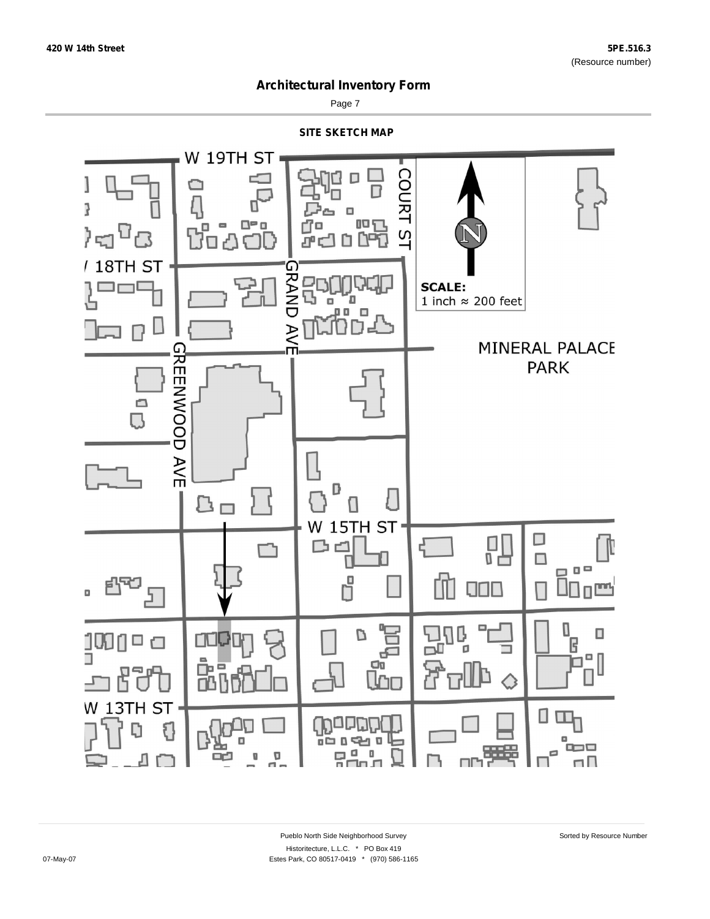420 W 14th Street

5PE.516.3
(Resource number)

# Architectural Inventory Form

## SITE SKETCH MAP

W 19TH ST

COURT ST

18TH ST

GRAND AVE

SCALE:
1 inch ≈ 200 feet

GREENWOOD AVE

MINERAL PALACE PARK

W 15TH ST

W 13TH ST

Pueblo North Side Neighborhood Survey
Historitecture, L.L.C. * PO Box 419
Estes Park, CO 80517-0419 * (970) 586-1165

07-May-07

Sorted by Resource Number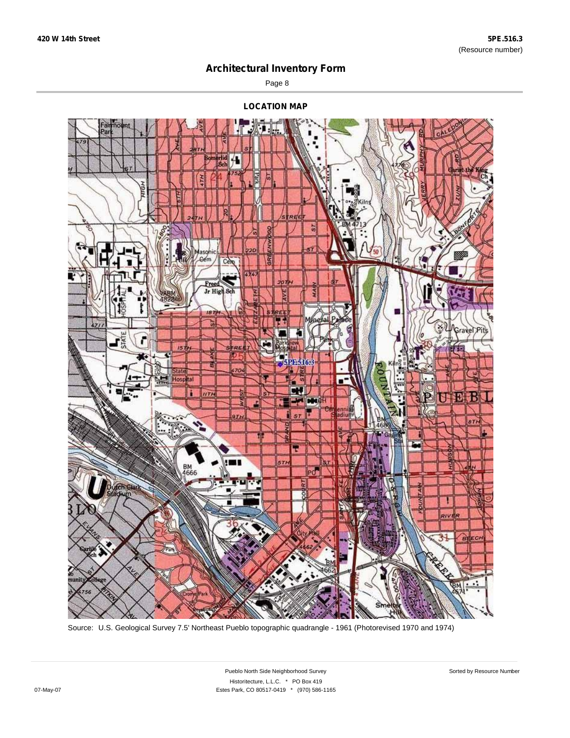## LOCATION MAP

Source: U.S. Geological Survey 7.5' Northeast Pueblo topographic quadrangle - 1961 (Photorevised 1970 and 1974)